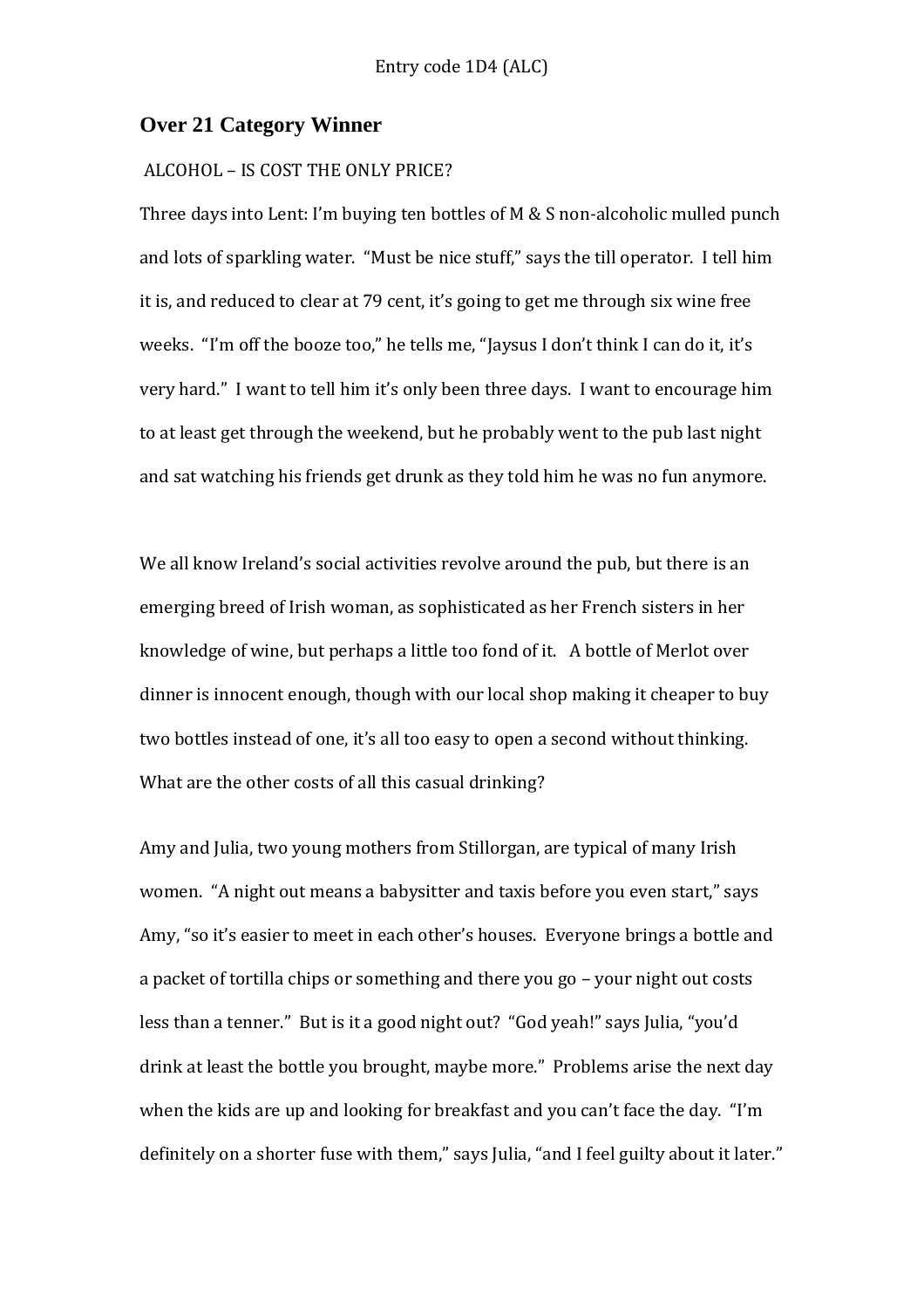Entry code 1D4 (ALC)

## Over 21 Category Winner

ALCOHOL – IS COST THE ONLY PRICE?

Three days into Lent: I'm buying ten bottles of M & S non-alcoholic mulled punch and lots of sparkling water. "Must be nice stuff," says the till operator. I tell him it is, and reduced to clear at 79 cent, it's going to get me through six wine free weeks. "I'm off the booze too," he tells me, "Jaysus I don't think I can do it, it's very hard." I want to tell him it's only been three days. I want to encourage him to at least get through the weekend, but he probably went to the pub last night and sat watching his friends get drunk as they told him he was no fun anymore.

We all know Ireland's social activities revolve around the pub, but there is an emerging breed of Irish woman, as sophisticated as her French sisters in her knowledge of wine, but perhaps a little too fond of it. A bottle of Merlot over dinner is innocent enough, though with our local shop making it cheaper to buy two bottles instead of one, it's all too easy to open a second without thinking. What are the other costs of all this casual drinking?

Amy and Julia, two young mothers from Stillorgan, are typical of many Irish women. "A night out means a babysitter and taxis before you even start," says Amy, "so it's easier to meet in each other's houses. Everyone brings a bottle and a packet of tortilla chips or something and there you go – your night out costs less than a tenner." But is it a good night out? "God yeah!" says Julia, "you'd drink at least the bottle you brought, maybe more." Problems arise the next day when the kids are up and looking for breakfast and you can't face the day. "I'm definitely on a shorter fuse with them," says Julia, "and I feel guilty about it later."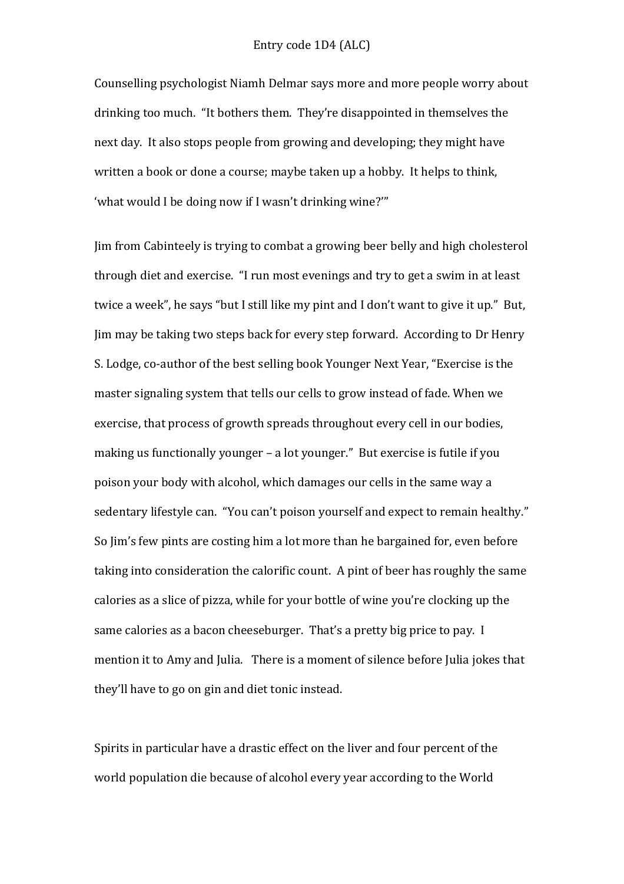Counselling psychologist Niamh Delmar says more and more people worry about drinking too much. "It bothers them. They're disappointed in themselves the next day. It also stops people from growing and developing; they might have written a book or done a course; maybe taken up a hobby. It helps to think, 'what would I be doing now if I wasn't drinking wine?'"

Jim from Cabinteely is trying to combat a growing beer belly and high cholesterol through diet and exercise. "I run most evenings and try to get a swim in at least twice a week", he says "but I still like my pint and I don't want to give it up." But, Jim may be taking two steps back for every step forward. According to Dr Henry S. Lodge, co-author of the best selling book Younger Next Year, "Exercise is the master signaling system that tells our cells to grow instead of fade. When we exercise, that process of growth spreads throughout every cell in our bodies, making us functionally younger – a lot younger." But exercise is futile if you poison your body with alcohol, which damages our cells in the same way a sedentary lifestyle can. "You can't poison yourself and expect to remain healthy." So Jim's few pints are costing him a lot more than he bargained for, even before taking into consideration the calorific count. A pint of beer has roughly the same calories as a slice of pizza, while for your bottle of wine you're clocking up the same calories as a bacon cheeseburger. That's a pretty big price to pay. I mention it to Amy and Julia. There is a moment of silence before Julia jokes that they'll have to go on gin and diet tonic instead.

Spirits in particular have a drastic effect on the liver and four percent of the world population die because of alcohol every year according to the World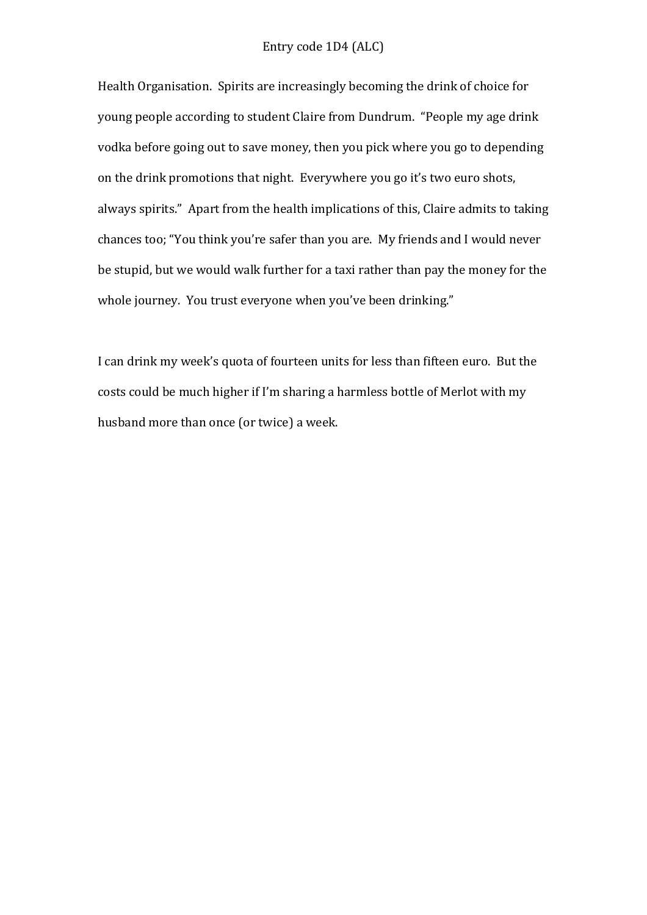Health Organisation. Spirits are increasingly becoming the drink of choice for young people according to student Claire from Dundrum. "People my age drink vodka before going out to save money, then you pick where you go to depending on the drink promotions that night. Everywhere you go it's two euro shots, always spirits." Apart from the health implications of this, Claire admits to taking chances too; "You think you're safer than you are. My friends and I would never be stupid, but we would walk further for a taxi rather than pay the money for the whole journey. You trust everyone when you've been drinking."

I can drink my week's quota of fourteen units for less than fifteen euro. But the costs could be much higher if I'm sharing a harmless bottle of Merlot with my husband more than once (or twice) a week.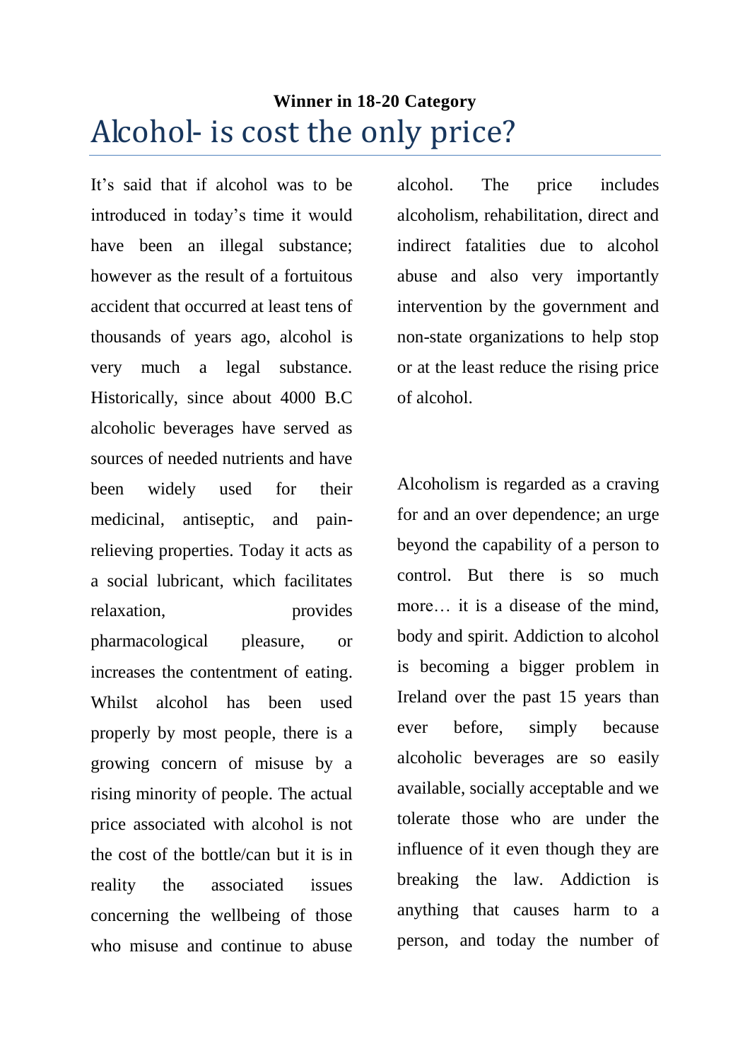**Winner in 18-20 Category**

# Alcohol- is cost the only price?

It's said that if alcohol was to be introduced in today's time it would have been an illegal substance; however as the result of a fortuitous accident that occurred at least tens of thousands of years ago, alcohol is very much a legal substance. Historically, since about 4000 B.C alcoholic beverages have served as sources of needed nutrients and have been widely used for their medicinal, antiseptic, and pain-relieving properties. Today it acts as a social lubricant, which facilitates relaxation, provides pharmacological pleasure, or increases the contentment of eating. Whilst alcohol has been used properly by most people, there is a growing concern of misuse by a rising minority of people. The actual price associated with alcohol is not the cost of the bottle/can but it is in reality the associated issues concerning the wellbeing of those who misuse and continue to abuse alcohol. The price includes alcoholism, rehabilitation, direct and indirect fatalities due to alcohol abuse and also very importantly intervention by the government and non-state organizations to help stop or at the least reduce the rising price of alcohol.

Alcoholism is regarded as a craving for and an over dependence; an urge beyond the capability of a person to control. But there is so much more… it is a disease of the mind, body and spirit. Addiction to alcohol is becoming a bigger problem in Ireland over the past 15 years than ever before, simply because alcoholic beverages are so easily available, socially acceptable and we tolerate those who are under the influence of it even though they are breaking the law. Addiction is anything that causes harm to a person, and today the number of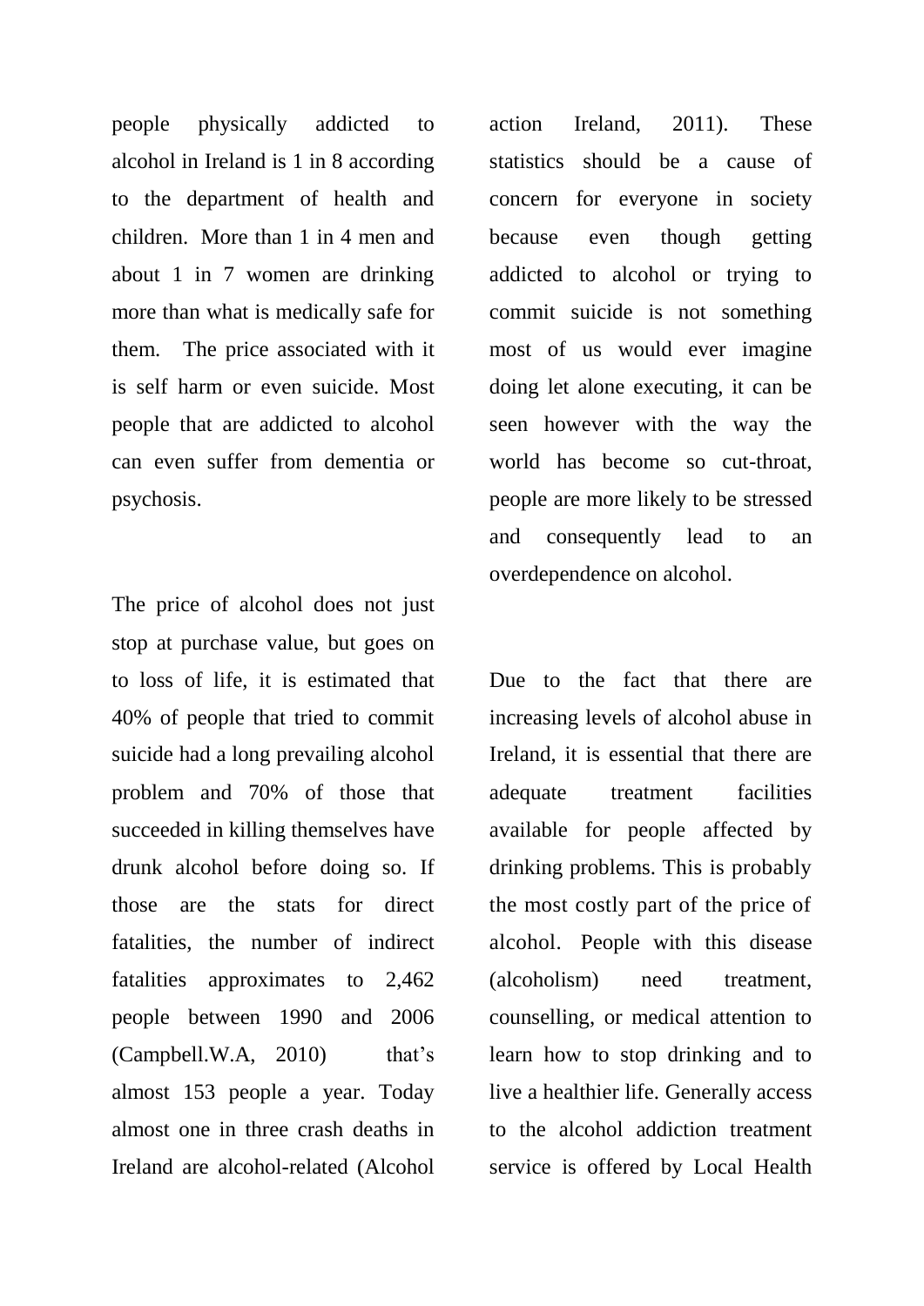people physically addicted to alcohol in Ireland is 1 in 8 according to the department of health and children. More than 1 in 4 men and about 1 in 7 women are drinking more than what is medically safe for them. The price associated with it is self harm or even suicide. Most people that are addicted to alcohol can even suffer from dementia or psychosis.

The price of alcohol does not just stop at purchase value, but goes on to loss of life, it is estimated that 40% of people that tried to commit suicide had a long prevailing alcohol problem and 70% of those that succeeded in killing themselves have drunk alcohol before doing so. If those are the stats for direct fatalities, the number of indirect fatalities approximates to 2,462 people between 1990 and 2006 (Campbell.W.A, 2010) that's almost 153 people a year. Today almost one in three crash deaths in Ireland are alcohol-related (Alcohol action Ireland, 2011). These statistics should be a cause of concern for everyone in society because even though getting addicted to alcohol or trying to commit suicide is not something most of us would ever imagine doing let alone executing, it can be seen however with the way the world has become so cut-throat, people are more likely to be stressed and consequently lead to an overdependence on alcohol.

Due to the fact that there are increasing levels of alcohol abuse in Ireland, it is essential that there are adequate treatment facilities available for people affected by drinking problems. This is probably the most costly part of the price of alcohol. People with this disease (alcoholism) need treatment, counselling, or medical attention to learn how to stop drinking and to live a healthier life. Generally access to the alcohol addiction treatment service is offered by Local Health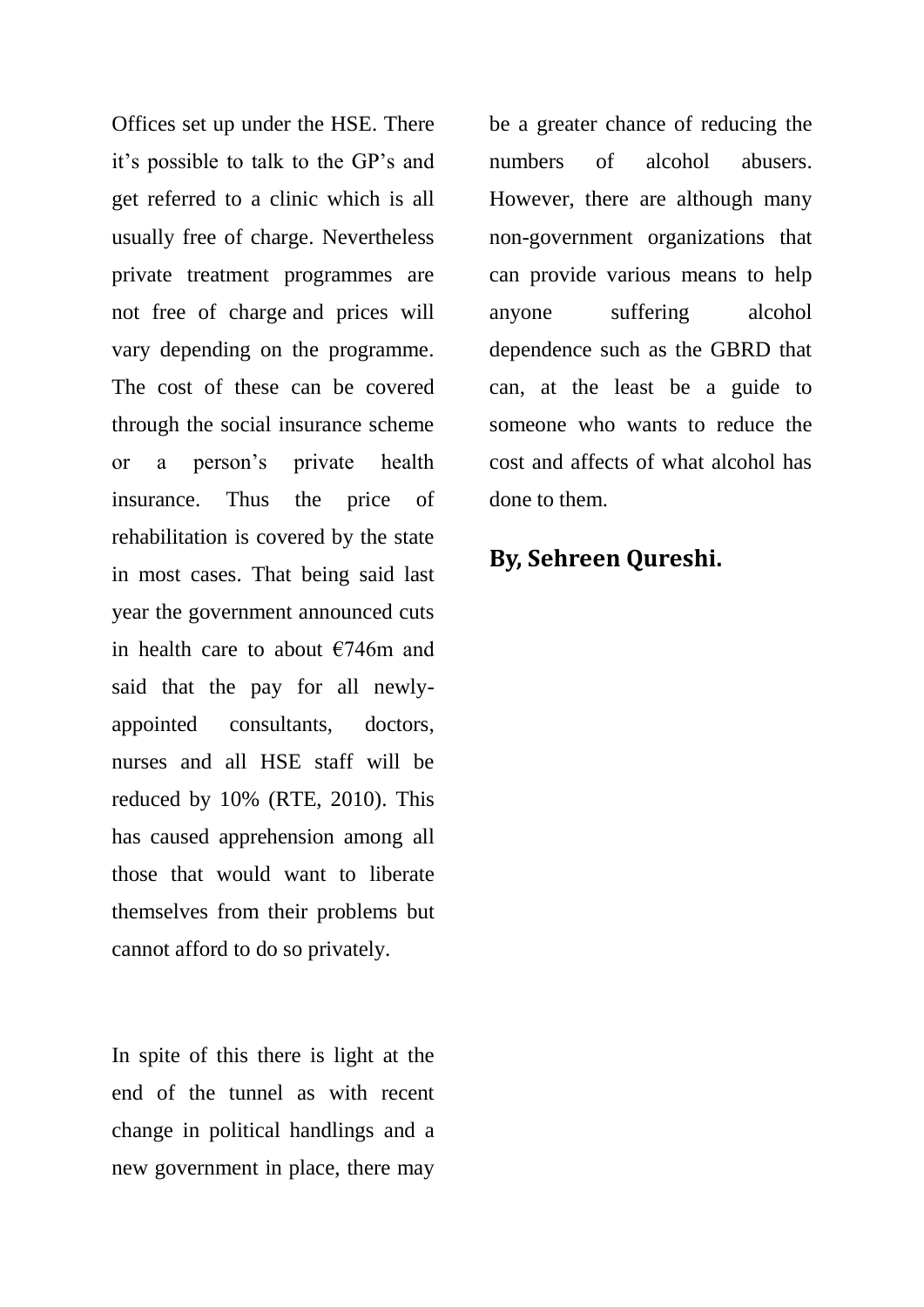Offices set up under the HSE. There it's possible to talk to the GP's and get referred to a clinic which is all usually free of charge. Nevertheless private treatment programmes are not free of charge and prices will vary depending on the programme. The cost of these can be covered through the social insurance scheme or a person's private health insurance. Thus the price of rehabilitation is covered by the state in most cases. That being said last year the government announced cuts in health care to about €746m and said that the pay for all newly-appointed consultants, doctors, nurses and all HSE staff will be reduced by 10% (RTE, 2010). This has caused apprehension among all those that would want to liberate themselves from their problems but cannot afford to do so privately.

In spite of this there is light at the end of the tunnel as with recent change in political handlings and a new government in place, there may be a greater chance of reducing the numbers of alcohol abusers. However, there are although many non-government organizations that can provide various means to help anyone suffering alcohol dependence such as the GBRD that can, at the least be a guide to someone who wants to reduce the cost and affects of what alcohol has done to them.

**By, Sehreen Qureshi.**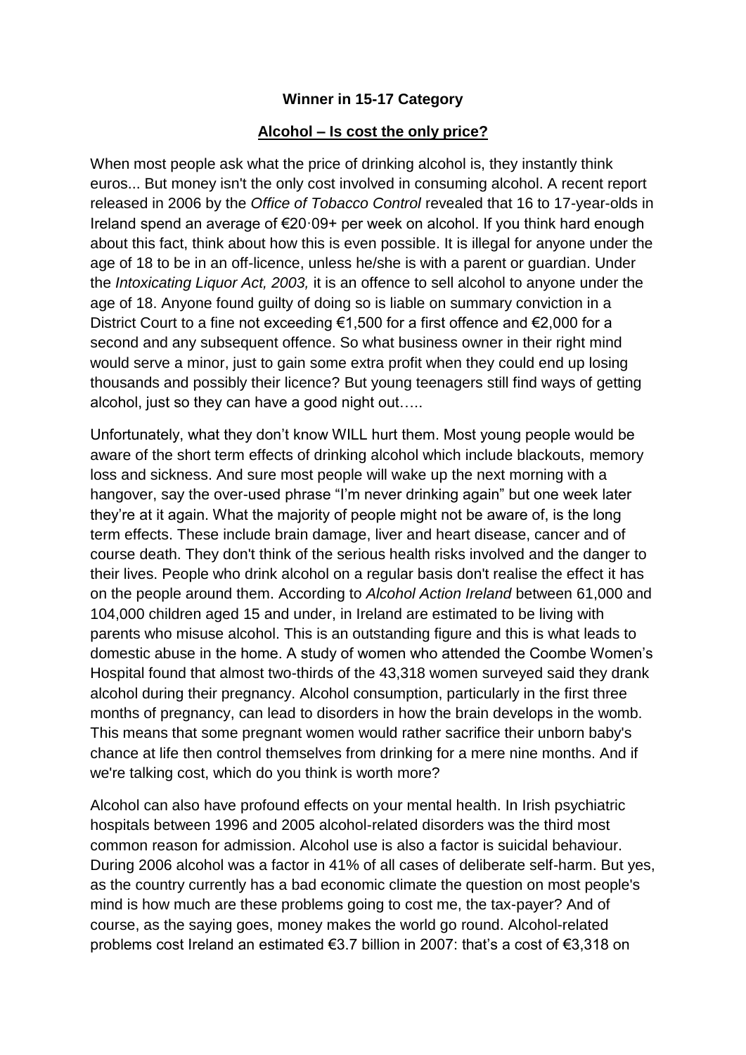**Winner in 15-17 Category**

**Alcohol – Is cost the only price?**

When most people ask what the price of drinking alcohol is, they instantly think euros... But money isn't the only cost involved in consuming alcohol. A recent report released in 2006 by the *Office of Tobacco Control* revealed that 16 to 17-year-olds in Ireland spend an average of €20·09+ per week on alcohol. If you think hard enough about this fact, think about how this is even possible. It is illegal for anyone under the age of 18 to be in an off-licence, unless he/she is with a parent or guardian. Under the *Intoxicating Liquor Act, 2003,* it is an offence to sell alcohol to anyone under the age of 18. Anyone found guilty of doing so is liable on summary conviction in a District Court to a fine not exceeding €1,500 for a first offence and €2,000 for a second and any subsequent offence. So what business owner in their right mind would serve a minor, just to gain some extra profit when they could end up losing thousands and possibly their licence? But young teenagers still find ways of getting alcohol, just so they can have a good night out…..

Unfortunately, what they don't know WILL hurt them. Most young people would be aware of the short term effects of drinking alcohol which include blackouts, memory loss and sickness. And sure most people will wake up the next morning with a hangover, say the over-used phrase "I'm never drinking again" but one week later they're at it again. What the majority of people might not be aware of, is the long term effects. These include brain damage, liver and heart disease, cancer and of course death. They don't think of the serious health risks involved and the danger to their lives. People who drink alcohol on a regular basis don't realise the effect it has on the people around them. According to *Alcohol Action Ireland* between 61,000 and 104,000 children aged 15 and under, in Ireland are estimated to be living with parents who misuse alcohol. This is an outstanding figure and this is what leads to domestic abuse in the home. A study of women who attended the Coombe Women's Hospital found that almost two-thirds of the 43,318 women surveyed said they drank alcohol during their pregnancy. Alcohol consumption, particularly in the first three months of pregnancy, can lead to disorders in how the brain develops in the womb. This means that some pregnant women would rather sacrifice their unborn baby's chance at life then control themselves from drinking for a mere nine months. And if we're talking cost, which do you think is worth more?

Alcohol can also have profound effects on your mental health. In Irish psychiatric hospitals between 1996 and 2005 alcohol-related disorders was the third most common reason for admission. Alcohol use is also a factor is suicidal behaviour. During 2006 alcohol was a factor in 41% of all cases of deliberate self-harm. But yes, as the country currently has a bad economic climate the question on most people's mind is how much are these problems going to cost me, the tax-payer? And of course, as the saying goes, money makes the world go round. Alcohol-related problems cost Ireland an estimated €3.7 billion in 2007: that's a cost of €3,318 on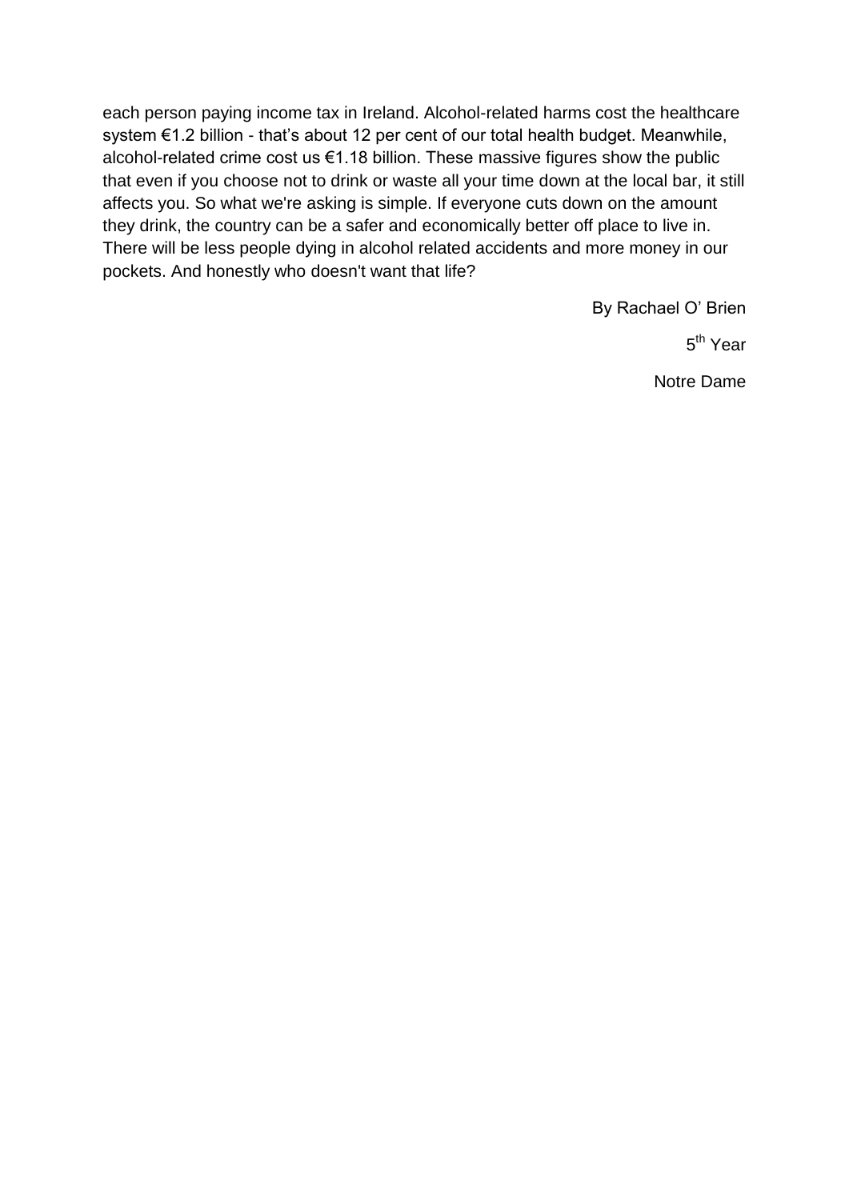each person paying income tax in Ireland. Alcohol-related harms cost the healthcare system €1.2 billion - that's about 12 per cent of our total health budget. Meanwhile, alcohol-related crime cost us €1.18 billion. These massive figures show the public that even if you choose not to drink or waste all your time down at the local bar, it still affects you. So what we're asking is simple. If everyone cuts down on the amount they drink, the country can be a safer and economically better off place to live in. There will be less people dying in alcohol related accidents and more money in our pockets. And honestly who doesn't want that life?

By Rachael O' Brien

5th Year

Notre Dame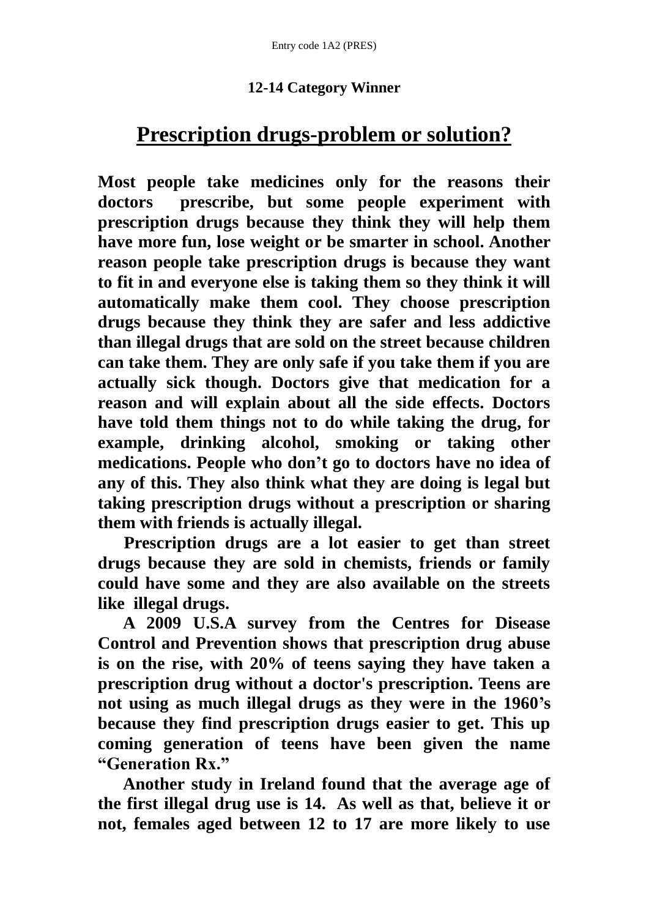Entry code 1A2 (PRES)

**12-14 Category Winner**

# Prescription drugs-problem or solution?

**Most people take medicines only for the reasons their doctors prescribe, but some people experiment with prescription drugs because they think they will help them have more fun, lose weight or be smarter in school. Another reason people take prescription drugs is because they want to fit in and everyone else is taking them so they think it will automatically make them cool. They choose prescription drugs because they think they are safer and less addictive than illegal drugs that are sold on the street because children can take them. They are only safe if you take them if you are actually sick though. Doctors give that medication for a reason and will explain about all the side effects. Doctors have told them things not to do while taking the drug, for example, drinking alcohol, smoking or taking other medications. People who don't go to doctors have no idea of any of this. They also think what they are doing is legal but taking prescription drugs without a prescription or sharing them with friends is actually illegal.**

**Prescription drugs are a lot easier to get than street drugs because they are sold in chemists, friends or family could have some and they are also available on the streets like illegal drugs.**

**A 2009 U.S.A survey from the Centres for Disease Control and Prevention shows that prescription drug abuse is on the rise, with 20% of teens saying they have taken a prescription drug without a doctor's prescription. Teens are not using as much illegal drugs as they were in the 1960's because they find prescription drugs easier to get. This up coming generation of teens have been given the name "Generation Rx."**

**Another study in Ireland found that the average age of the first illegal drug use is 14. As well as that, believe it or not, females aged between 12 to 17 are more likely to use**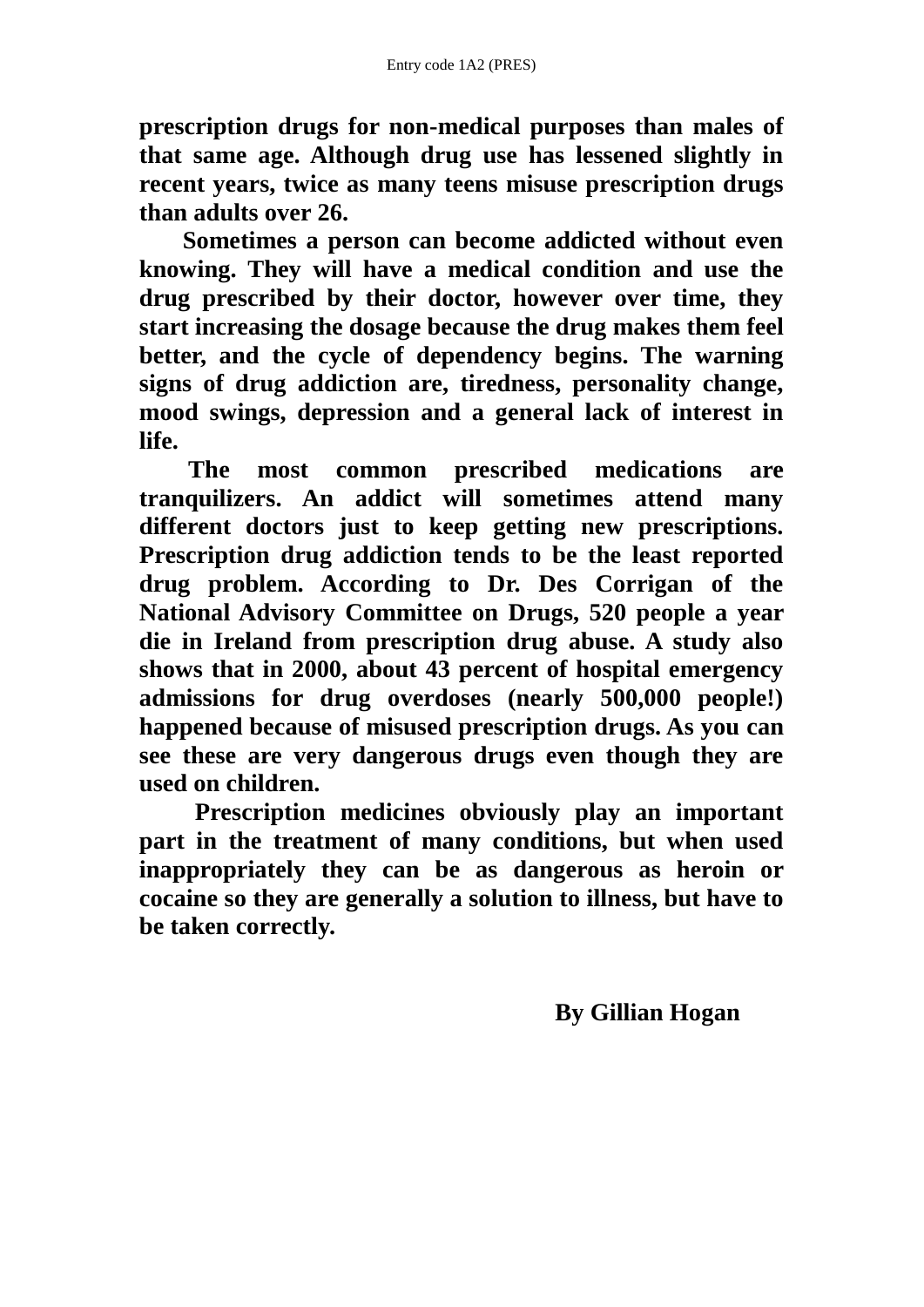**prescription drugs for non-medical purposes than males of that same age. Although drug use has lessened slightly in recent years, twice as many teens misuse prescription drugs than adults over 26.**

**Sometimes a person can become addicted without even knowing. They will have a medical condition and use the drug prescribed by their doctor, however over time, they start increasing the dosage because the drug makes them feel better, and the cycle of dependency begins. The warning signs of drug addiction are, tiredness, personality change, mood swings, depression and a general lack of interest in life.**

**The most common prescribed medications are tranquilizers. An addict will sometimes attend many different doctors just to keep getting new prescriptions. Prescription drug addiction tends to be the least reported drug problem. According to Dr. Des Corrigan of the National Advisory Committee on Drugs, 520 people a year die in Ireland from prescription drug abuse. A study also shows that in 2000, about 43 percent of hospital emergency admissions for drug overdoses (nearly 500,000 people!) happened because of misused prescription drugs. As you can see these are very dangerous drugs even though they are used on children.**

**Prescription medicines obviously play an important part in the treatment of many conditions, but when used inappropriately they can be as dangerous as heroin or cocaine so they are generally a solution to illness, but have to be taken correctly.**

**By Gillian Hogan**